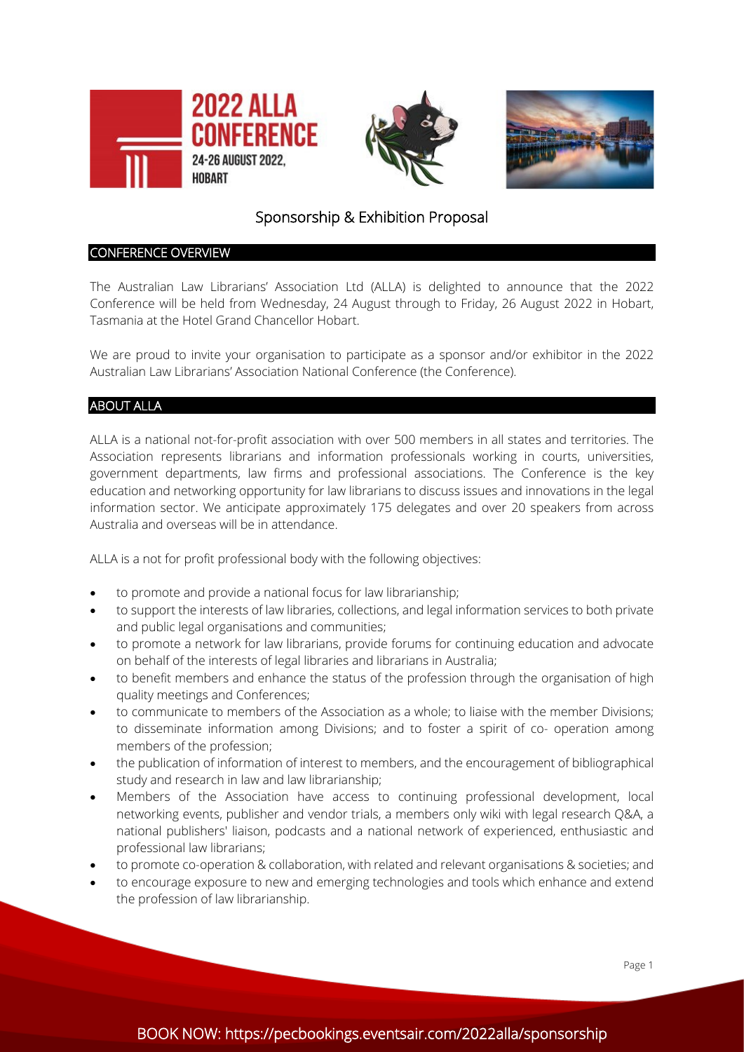2022 ALLA CONFERENCE
24-26 AUGUST 2022, HOBART

# Sponsorship & Exhibition Proposal

## CONFERENCE OVERVIEW

The Australian Law Librarians' Association Ltd (ALLA) is delighted to announce that the 2022 Conference will be held from Wednesday, 24 August through to Friday, 26 August 2022 in Hobart, Tasmania at the Hotel Grand Chancellor Hobart.

We are proud to invite your organisation to participate as a sponsor and/or exhibitor in the 2022 Australian Law Librarians' Association National Conference (the Conference).

## ABOUT ALLA

ALLA is a national not-for-profit association with over 500 members in all states and territories. The Association represents librarians and information professionals working in courts, universities, government departments, law firms and professional associations. The Conference is the key education and networking opportunity for law librarians to discuss issues and innovations in the legal information sector. We anticipate approximately 175 delegates and over 20 speakers from across Australia and overseas will be in attendance.

ALLA is a not for profit professional body with the following objectives:

- to promote and provide a national focus for law librarianship;
- to support the interests of law libraries, collections, and legal information services to both private and public legal organisations and communities;
- to promote a network for law librarians, provide forums for continuing education and advocate on behalf of the interests of legal libraries and librarians in Australia;
- to benefit members and enhance the status of the profession through the organisation of high quality meetings and Conferences;
- to communicate to members of the Association as a whole; to liaise with the member Divisions; to disseminate information among Divisions; and to foster a spirit of co- operation among members of the profession;
- the publication of information of interest to members, and the encouragement of bibliographical study and research in law and law librarianship;
- Members of the Association have access to continuing professional development, local networking events, publisher and vendor trials, a members only wiki with legal research Q&A, a national publishers' liaison, podcasts and a national network of experienced, enthusiastic and professional law librarians;
- to promote co-operation & collaboration, with related and relevant organisations & societies; and
- to encourage exposure to new and emerging technologies and tools which enhance and extend the profession of law librarianship.

BOOK NOW: https://pecbookings.eventsair.com/2022alla/sponsorship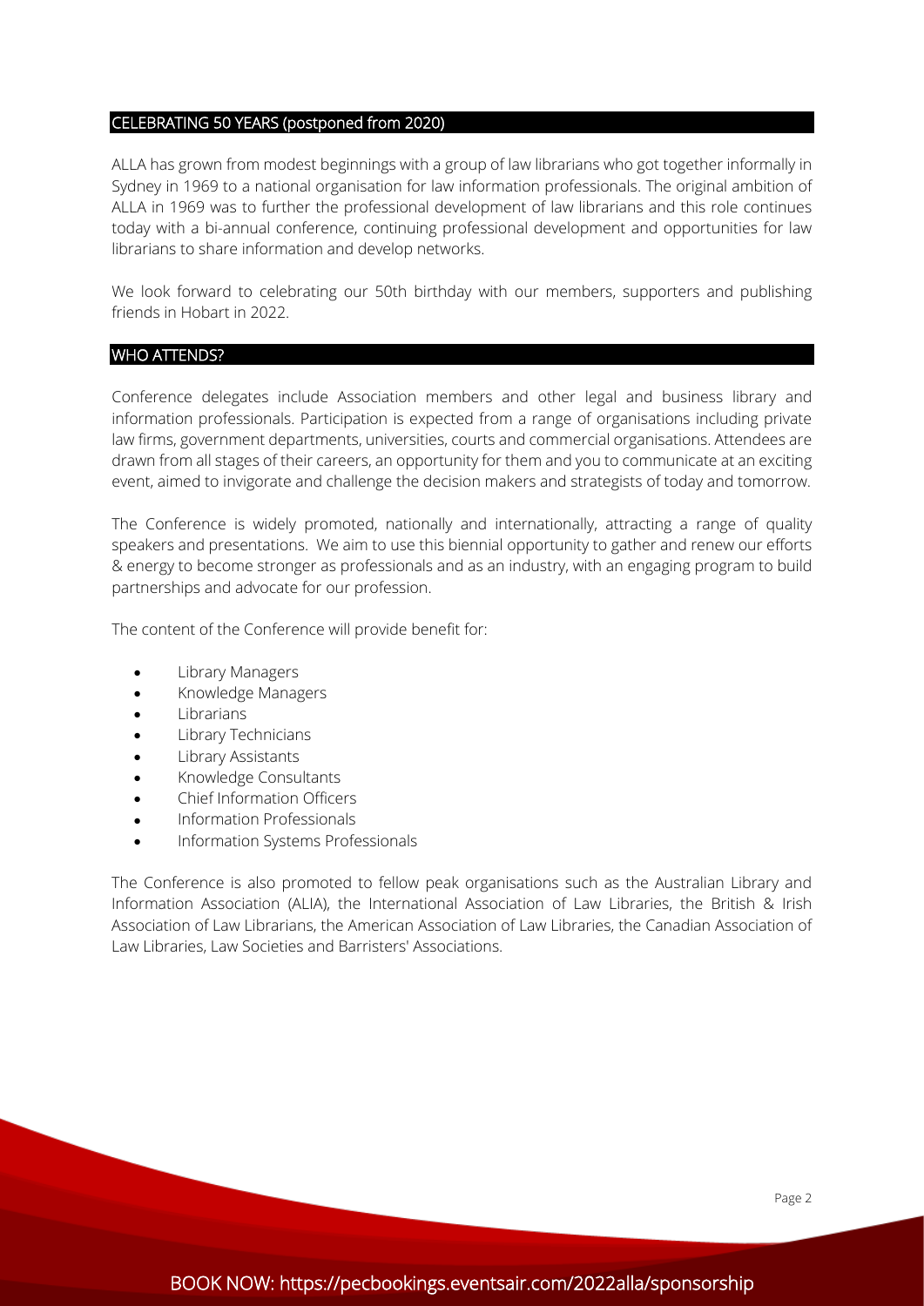## CELEBRATING 50 YEARS (postponed from 2020)

ALLA has grown from modest beginnings with a group of law librarians who got together informally in Sydney in 1969 to a national organisation for law information professionals. The original ambition of ALLA in 1969 was to further the professional development of law librarians and this role continues today with a bi-annual conference, continuing professional development and opportunities for law librarians to share information and develop networks.

We look forward to celebrating our 50th birthday with our members, supporters and publishing friends in Hobart in 2022.

## WHO ATTENDS?

Conference delegates include Association members and other legal and business library and information professionals. Participation is expected from a range of organisations including private law firms, government departments, universities, courts and commercial organisations. Attendees are drawn from all stages of their careers, an opportunity for them and you to communicate at an exciting event, aimed to invigorate and challenge the decision makers and strategists of today and tomorrow.

The Conference is widely promoted, nationally and internationally, attracting a range of quality speakers and presentations. We aim to use this biennial opportunity to gather and renew our efforts & energy to become stronger as professionals and as an industry, with an engaging program to build partnerships and advocate for our profession.

The content of the Conference will provide benefit for:

- Library Managers
- Knowledge Managers
- Librarians
- Library Technicians
- Library Assistants
- Knowledge Consultants
- Chief Information Officers
- Information Professionals
- Information Systems Professionals

The Conference is also promoted to fellow peak organisations such as the Australian Library and Information Association (ALIA), the International Association of Law Libraries, the British & Irish Association of Law Librarians, the American Association of Law Libraries, the Canadian Association of Law Libraries, Law Societies and Barristers' Associations.

BOOK NOW: https://pecbookings.eventsair.com/2022alla/sponsorship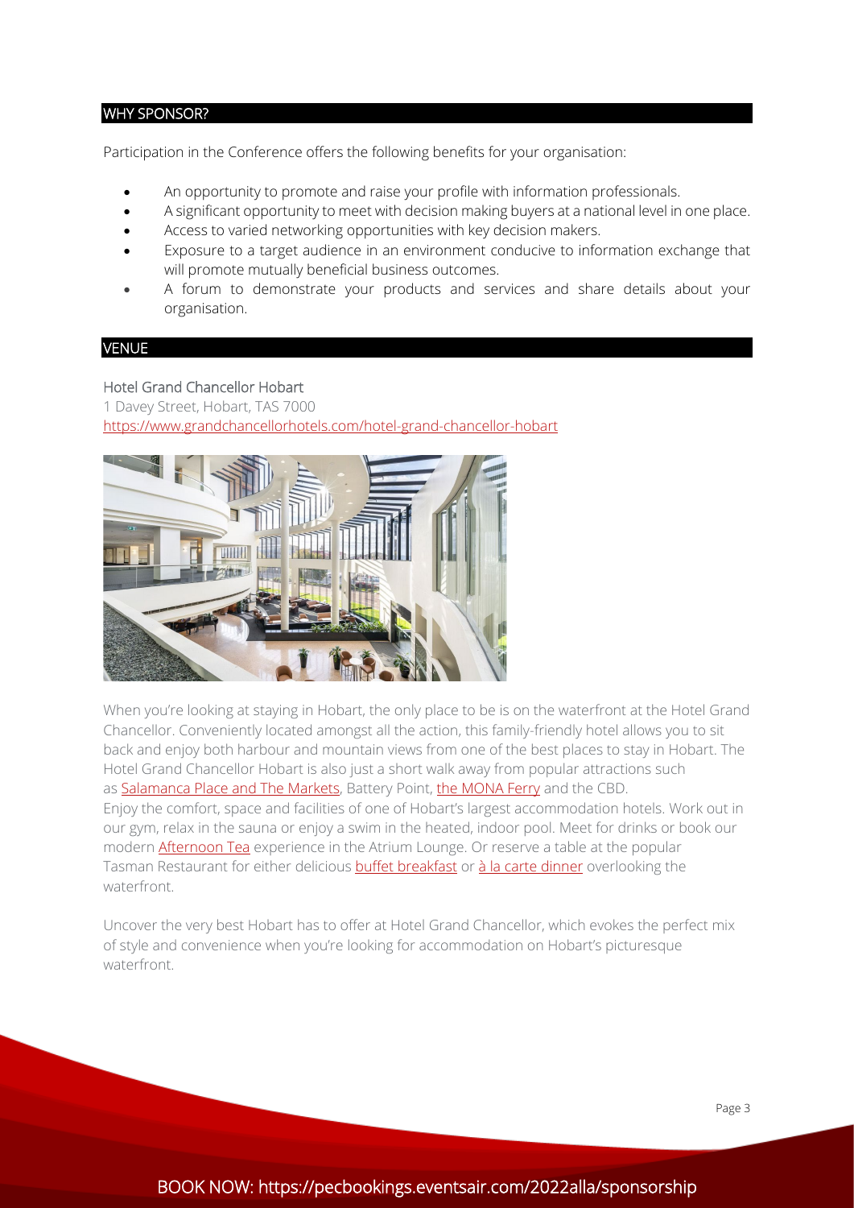## WHY SPONSOR?

Participation in the Conference offers the following benefits for your organisation:

- An opportunity to promote and raise your profile with information professionals.
- A significant opportunity to meet with decision making buyers at a national level in one place.
- Access to varied networking opportunities with key decision makers.
- Exposure to a target audience in an environment conducive to information exchange that will promote mutually beneficial business outcomes.
- A forum to demonstrate your products and services and share details about your organisation.

## VENUE

Hotel Grand Chancellor Hobart
1 Davey Street, Hobart, TAS 7000
https://www.grandchancellorhotels.com/hotel-grand-chancellor-hobart

When you're looking at staying in Hobart, the only place to be is on the waterfront at the Hotel Grand Chancellor. Conveniently located amongst all the action, this family-friendly hotel allows you to sit back and enjoy both harbour and mountain views from one of the best places to stay in Hobart. The Hotel Grand Chancellor Hobart is also just a short walk away from popular attractions such as Salamanca Place and The Markets, Battery Point, the MONA Ferry and the CBD.
Enjoy the comfort, space and facilities of one of Hobart's largest accommodation hotels. Work out in our gym, relax in the sauna or enjoy a swim in the heated, indoor pool. Meet for drinks or book our modern Afternoon Tea experience in the Atrium Lounge. Or reserve a table at the popular Tasman Restaurant for either delicious buffet breakfast or à la carte dinner overlooking the waterfront.

Uncover the very best Hobart has to offer at Hotel Grand Chancellor, which evokes the perfect mix of style and convenience when you're looking for accommodation on Hobart's picturesque waterfront.

BOOK NOW: https://pecbookings.eventsair.com/2022alla/sponsorship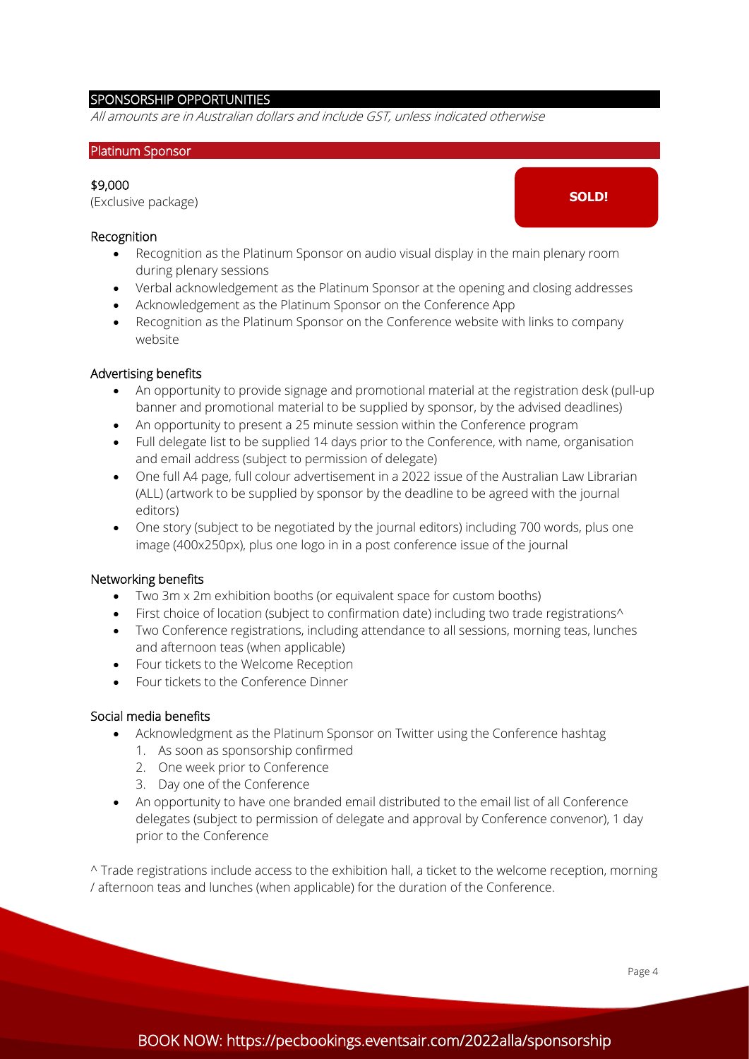## SPONSORSHIP OPPORTUNITIES

*All amounts are in Australian dollars and include GST, unless indicated otherwise*

### Platinum Sponsor

**$9,000**
(Exclusive package)

**SOLD!**

#### Recognition

- Recognition as the Platinum Sponsor on audio visual display in the main plenary room during plenary sessions
- Verbal acknowledgement as the Platinum Sponsor at the opening and closing addresses
- Acknowledgement as the Platinum Sponsor on the Conference App
- Recognition as the Platinum Sponsor on the Conference website with links to company website

#### Advertising benefits

- An opportunity to provide signage and promotional material at the registration desk (pull-up banner and promotional material to be supplied by sponsor, by the advised deadlines)
- An opportunity to present a 25 minute session within the Conference program
- Full delegate list to be supplied 14 days prior to the Conference, with name, organisation and email address (subject to permission of delegate)
- One full A4 page, full colour advertisement in a 2022 issue of the Australian Law Librarian (ALL) (artwork to be supplied by sponsor by the deadline to be agreed with the journal editors)
- One story (subject to be negotiated by the journal editors) including 700 words, plus one image (400x250px), plus one logo in in a post conference issue of the journal

#### Networking benefits

- Two 3m x 2m exhibition booths (or equivalent space for custom booths)
- First choice of location (subject to confirmation date) including two trade registrations^
- Two Conference registrations, including attendance to all sessions, morning teas, lunches and afternoon teas (when applicable)
- Four tickets to the Welcome Reception
- Four tickets to the Conference Dinner

#### Social media benefits

- Acknowledgment as the Platinum Sponsor on Twitter using the Conference hashtag
  1. As soon as sponsorship confirmed
  2. One week prior to Conference
  3. Day one of the Conference
- An opportunity to have one branded email distributed to the email list of all Conference delegates (subject to permission of delegate and approval by Conference convenor), 1 day prior to the Conference

^ Trade registrations include access to the exhibition hall, a ticket to the welcome reception, morning / afternoon teas and lunches (when applicable) for the duration of the Conference.

BOOK NOW: https://pecbookings.eventsair.com/2022alla/sponsorship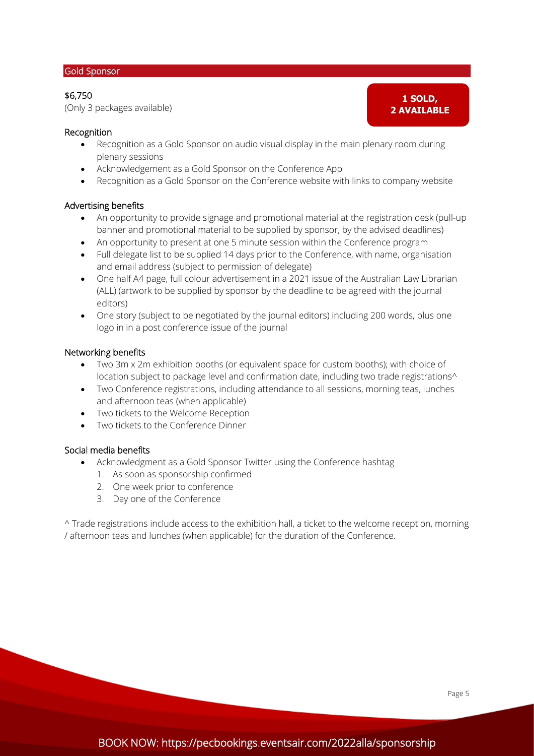## Gold Sponsor

$6,750
(Only 3 packages available)

**1 SOLD, 2 AVAILABLE**

### Recognition

- Recognition as a Gold Sponsor on audio visual display in the main plenary room during plenary sessions
- Acknowledgement as a Gold Sponsor on the Conference App
- Recognition as a Gold Sponsor on the Conference website with links to company website

### Advertising benefits

- An opportunity to provide signage and promotional material at the registration desk (pull-up banner and promotional material to be supplied by sponsor, by the advised deadlines)
- An opportunity to present at one 5 minute session within the Conference program
- Full delegate list to be supplied 14 days prior to the Conference, with name, organisation and email address (subject to permission of delegate)
- One half A4 page, full colour advertisement in a 2021 issue of the Australian Law Librarian (ALL) (artwork to be supplied by sponsor by the deadline to be agreed with the journal editors)
- One story (subject to be negotiated by the journal editors) including 200 words, plus one logo in in a post conference issue of the journal

### Networking benefits

- Two 3m x 2m exhibition booths (or equivalent space for custom booths); with choice of location subject to package level and confirmation date, including two trade registrations^
- Two Conference registrations, including attendance to all sessions, morning teas, lunches and afternoon teas (when applicable)
- Two tickets to the Welcome Reception
- Two tickets to the Conference Dinner

### Social media benefits

- Acknowledgment as a Gold Sponsor Twitter using the Conference hashtag
  1. As soon as sponsorship confirmed
  2. One week prior to conference
  3. Day one of the Conference

^ Trade registrations include access to the exhibition hall, a ticket to the welcome reception, morning / afternoon teas and lunches (when applicable) for the duration of the Conference.

BOOK NOW: https://pecbookings.eventsair.com/2022alla/sponsorship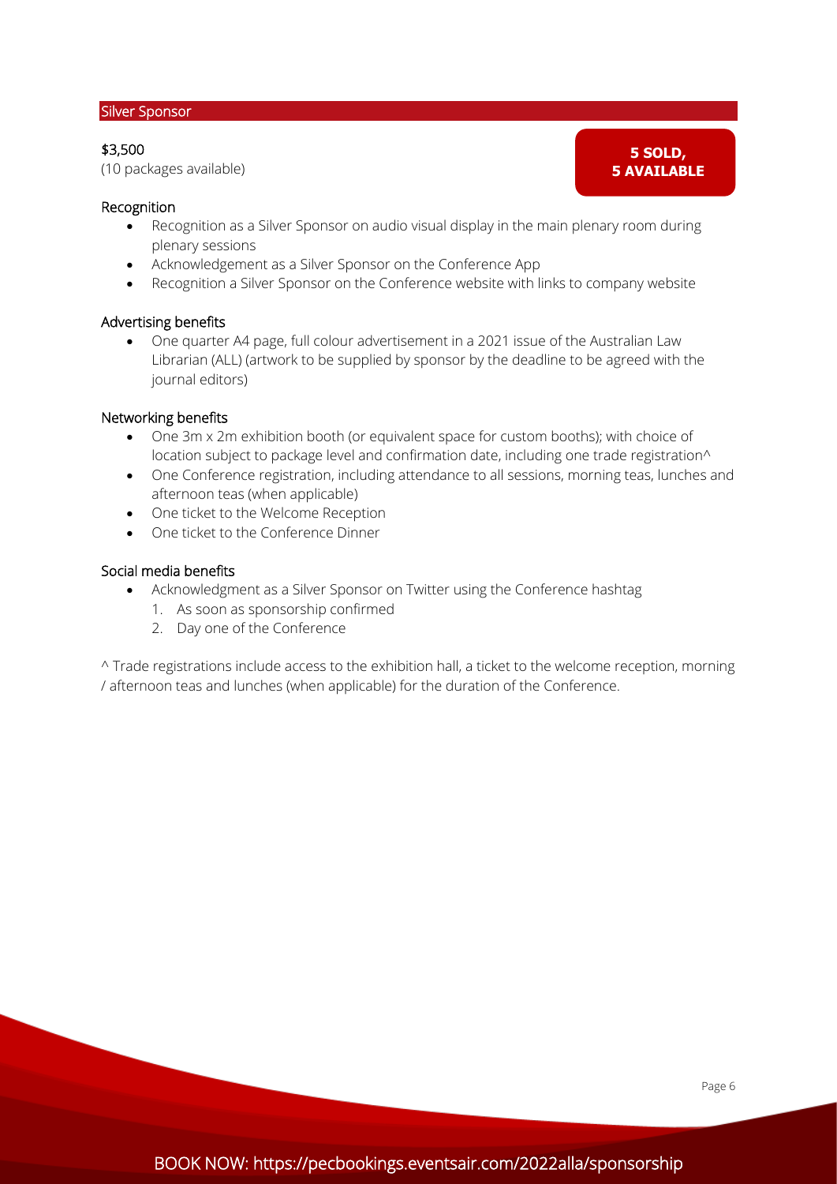## Silver Sponsor

$3,500
(10 packages available)

**5 SOLD, 5 AVAILABLE**

### Recognition

- Recognition as a Silver Sponsor on audio visual display in the main plenary room during plenary sessions
- Acknowledgement as a Silver Sponsor on the Conference App
- Recognition a Silver Sponsor on the Conference website with links to company website

### Advertising benefits

- One quarter A4 page, full colour advertisement in a 2021 issue of the Australian Law Librarian (ALL) (artwork to be supplied by sponsor by the deadline to be agreed with the journal editors)

### Networking benefits

- One 3m x 2m exhibition booth (or equivalent space for custom booths); with choice of location subject to package level and confirmation date, including one trade registration^
- One Conference registration, including attendance to all sessions, morning teas, lunches and afternoon teas (when applicable)
- One ticket to the Welcome Reception
- One ticket to the Conference Dinner

### Social media benefits

- Acknowledgment as a Silver Sponsor on Twitter using the Conference hashtag
  1. As soon as sponsorship confirmed
  2. Day one of the Conference

^ Trade registrations include access to the exhibition hall, a ticket to the welcome reception, morning / afternoon teas and lunches (when applicable) for the duration of the Conference.

BOOK NOW: https://pecbookings.eventsair.com/2022alla/sponsorship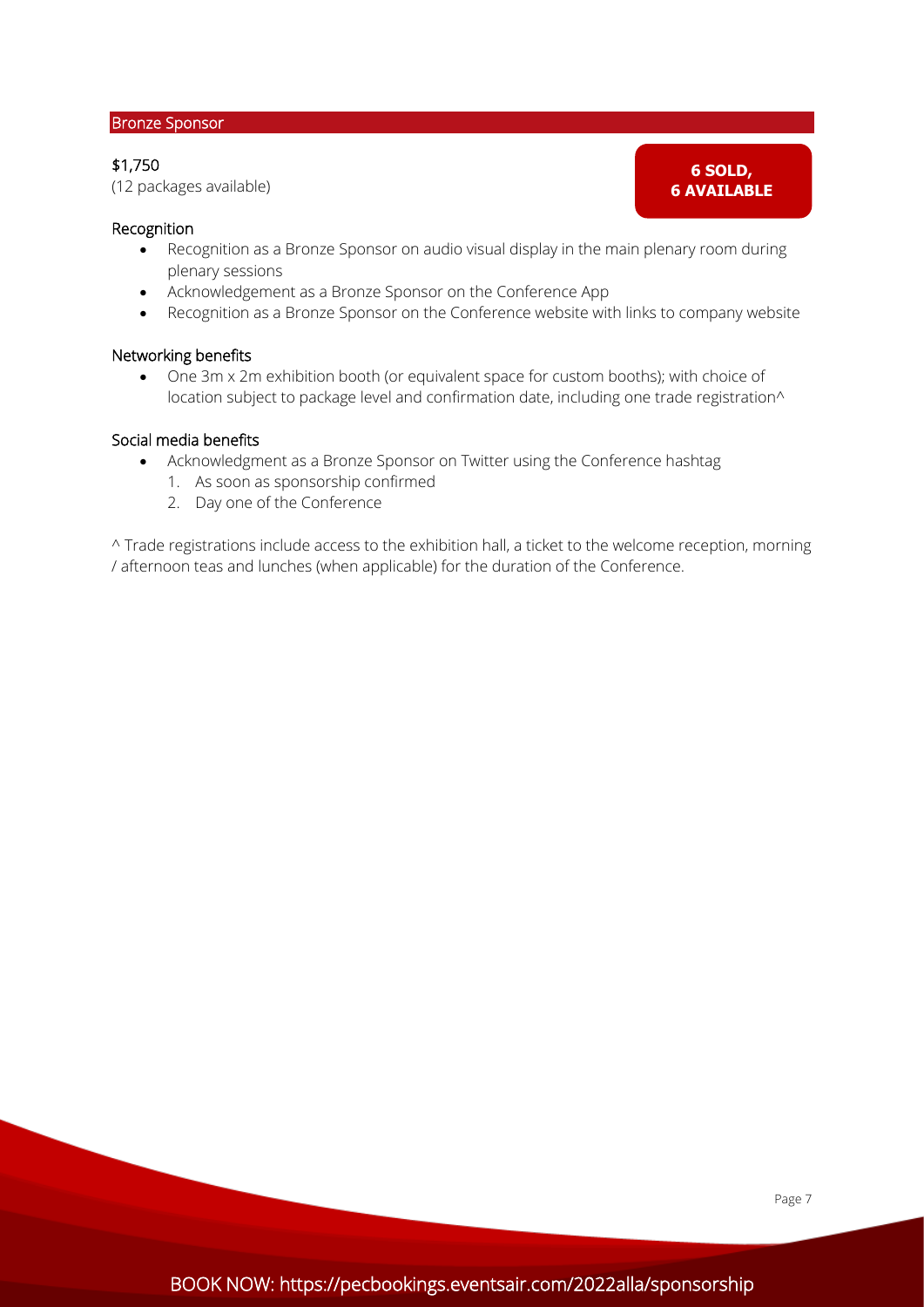## Bronze Sponsor

$1,750
(12 packages available)

**6 SOLD, 6 AVAILABLE**

### Recognition

- Recognition as a Bronze Sponsor on audio visual display in the main plenary room during plenary sessions
- Acknowledgement as a Bronze Sponsor on the Conference App
- Recognition as a Bronze Sponsor on the Conference website with links to company website

### Networking benefits

- One 3m x 2m exhibition booth (or equivalent space for custom booths); with choice of location subject to package level and confirmation date, including one trade registration^

### Social media benefits

- Acknowledgment as a Bronze Sponsor on Twitter using the Conference hashtag
  1. As soon as sponsorship confirmed
  2. Day one of the Conference

^ Trade registrations include access to the exhibition hall, a ticket to the welcome reception, morning / afternoon teas and lunches (when applicable) for the duration of the Conference.

BOOK NOW: https://pecbookings.eventsair.com/2022alla/sponsorship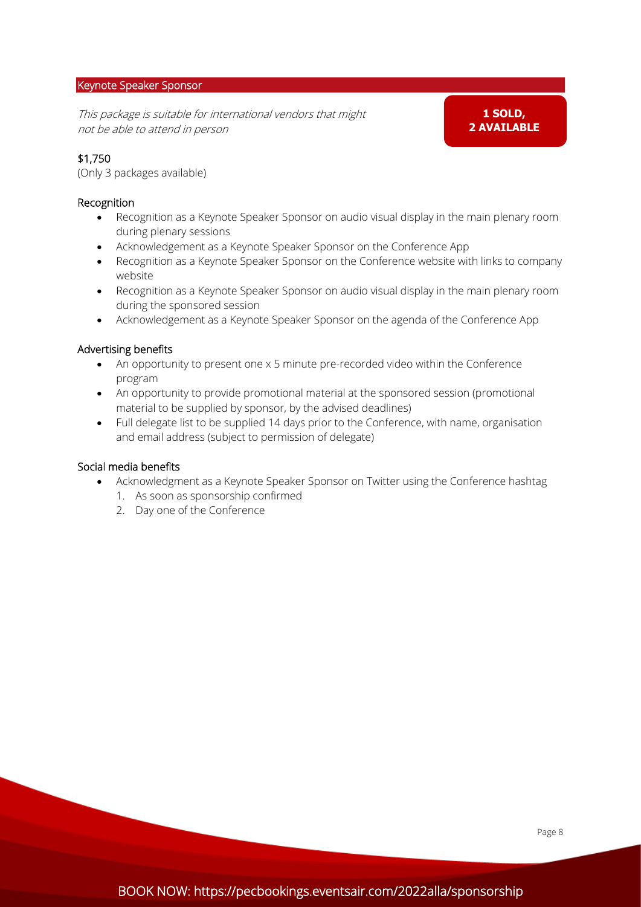## Keynote Speaker Sponsor

*This package is suitable for international vendors that might not be able to attend in person*

**1 SOLD, 2 AVAILABLE**

$1,750
(Only 3 packages available)

### Recognition

- Recognition as a Keynote Speaker Sponsor on audio visual display in the main plenary room during plenary sessions
- Acknowledgement as a Keynote Speaker Sponsor on the Conference App
- Recognition as a Keynote Speaker Sponsor on the Conference website with links to company website
- Recognition as a Keynote Speaker Sponsor on audio visual display in the main plenary room during the sponsored session
- Acknowledgement as a Keynote Speaker Sponsor on the agenda of the Conference App

### Advertising benefits

- An opportunity to present one x 5 minute pre-recorded video within the Conference program
- An opportunity to provide promotional material at the sponsored session (promotional material to be supplied by sponsor, by the advised deadlines)
- Full delegate list to be supplied 14 days prior to the Conference, with name, organisation and email address (subject to permission of delegate)

### Social media benefits

- Acknowledgment as a Keynote Speaker Sponsor on Twitter using the Conference hashtag
  1. As soon as sponsorship confirmed
  2. Day one of the Conference

BOOK NOW: https://pecbookings.eventsair.com/2022alla/sponsorship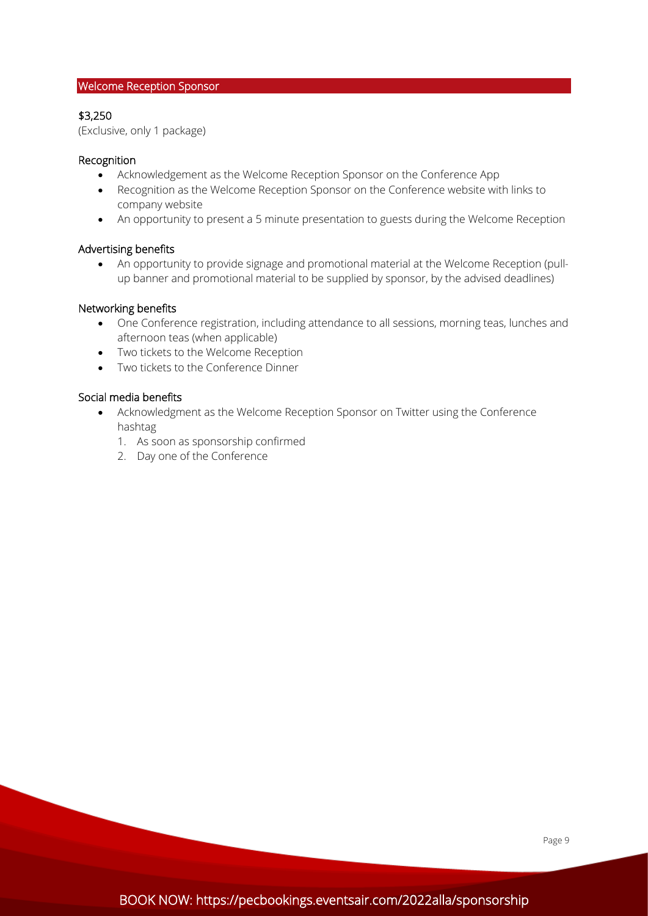## Welcome Reception Sponsor

$3,250

(Exclusive, only 1 package)

### Recognition

- Acknowledgement as the Welcome Reception Sponsor on the Conference App
- Recognition as the Welcome Reception Sponsor on the Conference website with links to company website
- An opportunity to present a 5 minute presentation to guests during the Welcome Reception

### Advertising benefits

- An opportunity to provide signage and promotional material at the Welcome Reception (pull-up banner and promotional material to be supplied by sponsor, by the advised deadlines)

### Networking benefits

- One Conference registration, including attendance to all sessions, morning teas, lunches and afternoon teas (when applicable)
- Two tickets to the Welcome Reception
- Two tickets to the Conference Dinner

### Social media benefits

- Acknowledgment as the Welcome Reception Sponsor on Twitter using the Conference hashtag
  1. As soon as sponsorship confirmed
  2. Day one of the Conference

BOOK NOW: https://pecbookings.eventsair.com/2022alla/sponsorship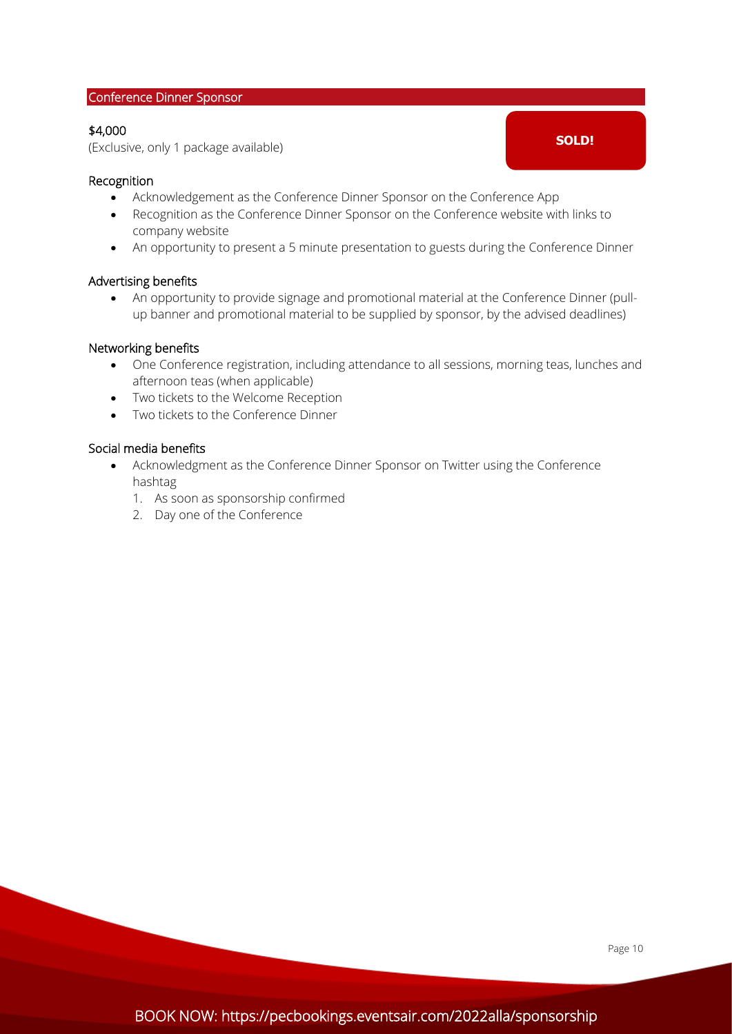## Conference Dinner Sponsor

$4,000
(Exclusive, only 1 package available)

**SOLD!**

### Recognition

- Acknowledgement as the Conference Dinner Sponsor on the Conference App
- Recognition as the Conference Dinner Sponsor on the Conference website with links to company website
- An opportunity to present a 5 minute presentation to guests during the Conference Dinner

### Advertising benefits

- An opportunity to provide signage and promotional material at the Conference Dinner (pull-up banner and promotional material to be supplied by sponsor, by the advised deadlines)

### Networking benefits

- One Conference registration, including attendance to all sessions, morning teas, lunches and afternoon teas (when applicable)
- Two tickets to the Welcome Reception
- Two tickets to the Conference Dinner

### Social media benefits

- Acknowledgment as the Conference Dinner Sponsor on Twitter using the Conference hashtag
  1. As soon as sponsorship confirmed
  2. Day one of the Conference

BOOK NOW: https://pecbookings.eventsair.com/2022alla/sponsorship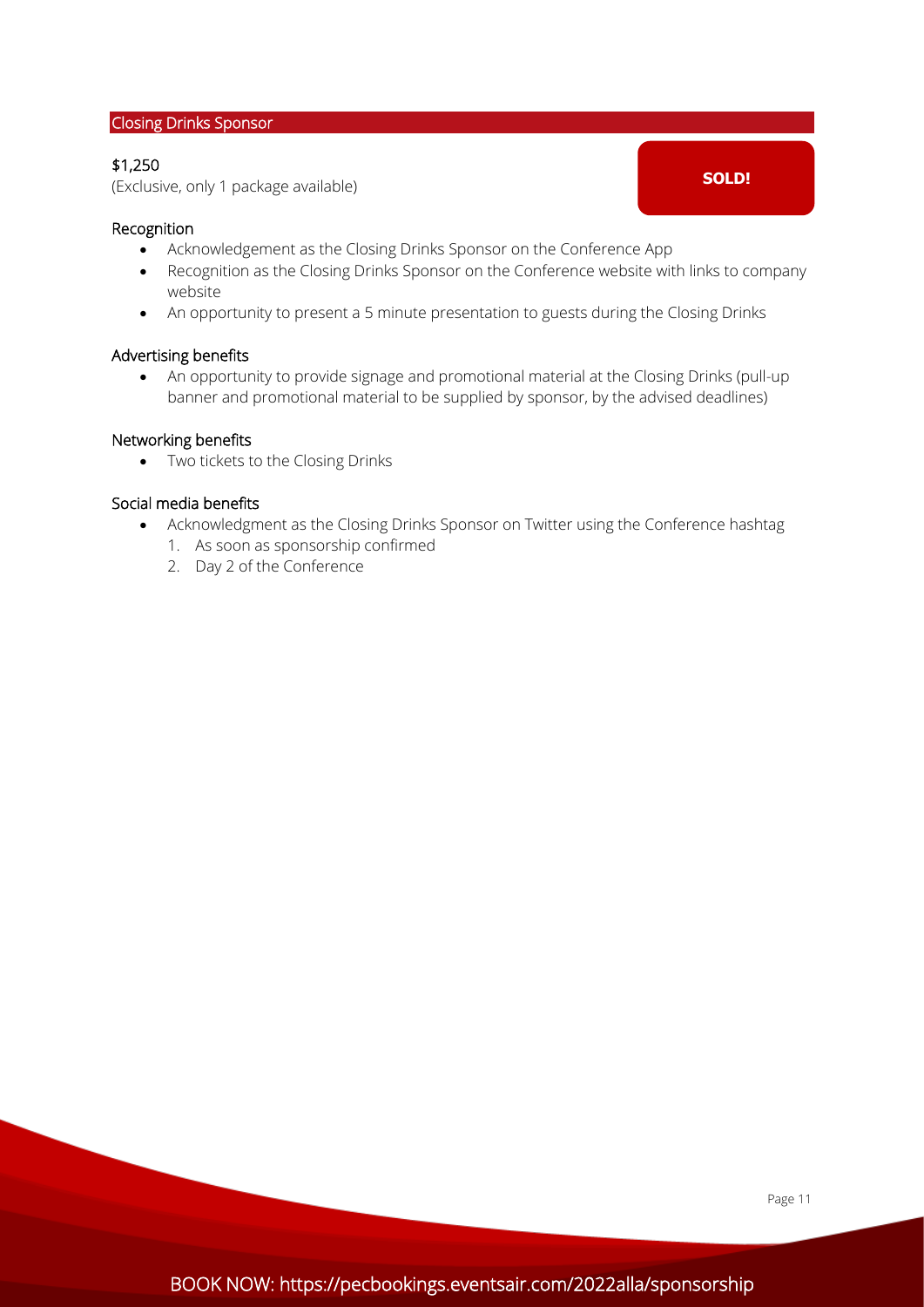## Closing Drinks Sponsor

$1,250
(Exclusive, only 1 package available)

**SOLD!**

### Recognition

- Acknowledgement as the Closing Drinks Sponsor on the Conference App
- Recognition as the Closing Drinks Sponsor on the Conference website with links to company website
- An opportunity to present a 5 minute presentation to guests during the Closing Drinks

### Advertising benefits

- An opportunity to provide signage and promotional material at the Closing Drinks (pull-up banner and promotional material to be supplied by sponsor, by the advised deadlines)

### Networking benefits

- Two tickets to the Closing Drinks

### Social media benefits

- Acknowledgment as the Closing Drinks Sponsor on Twitter using the Conference hashtag
  1. As soon as sponsorship confirmed
  2. Day 2 of the Conference

BOOK NOW: https://pecbookings.eventsair.com/2022alla/sponsorship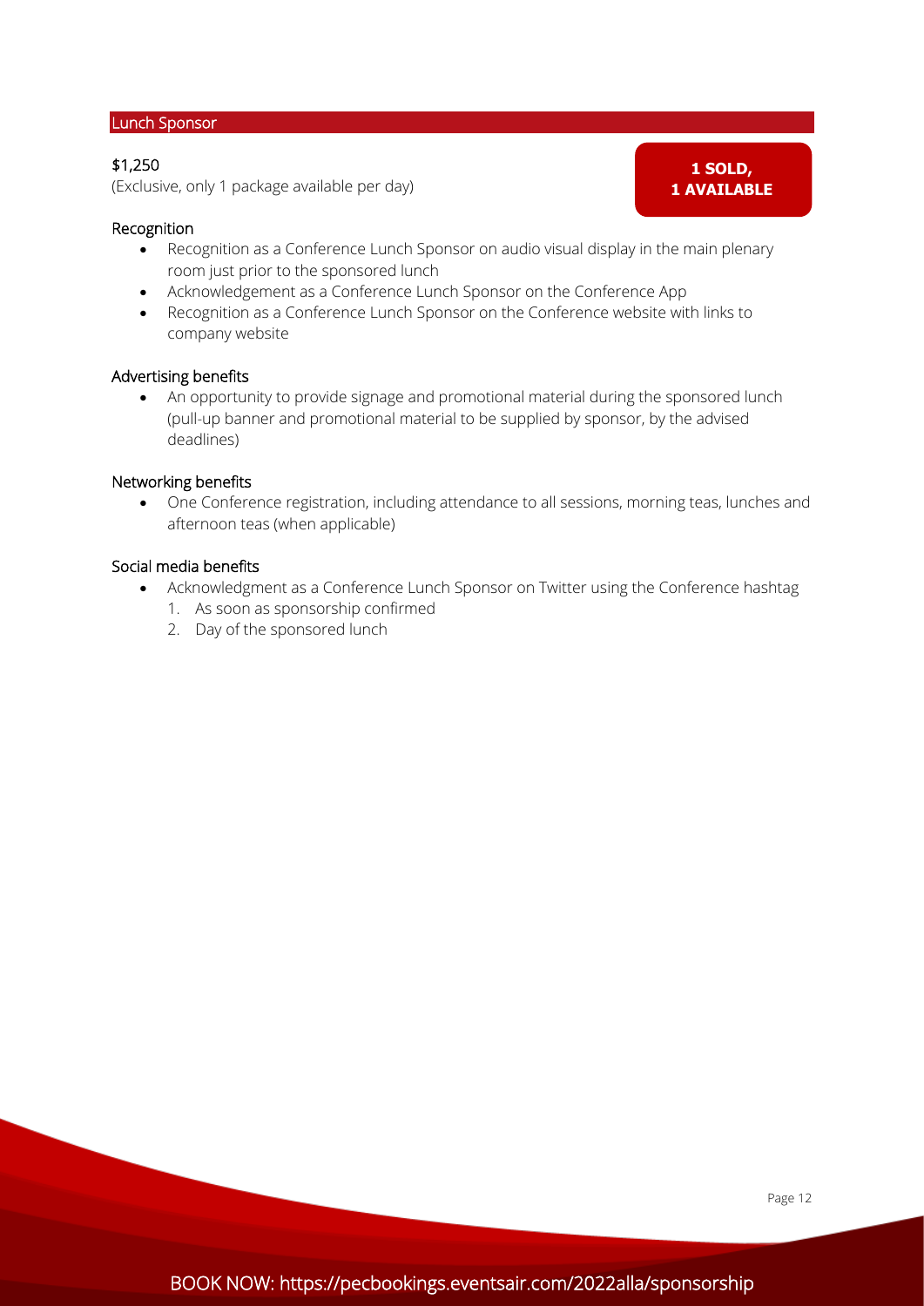## Lunch Sponsor

$1,250

(Exclusive, only 1 package available per day)

**1 SOLD, 1 AVAILABLE**

### Recognition

- Recognition as a Conference Lunch Sponsor on audio visual display in the main plenary room just prior to the sponsored lunch
- Acknowledgement as a Conference Lunch Sponsor on the Conference App
- Recognition as a Conference Lunch Sponsor on the Conference website with links to company website

### Advertising benefits

- An opportunity to provide signage and promotional material during the sponsored lunch (pull-up banner and promotional material to be supplied by sponsor, by the advised deadlines)

### Networking benefits

- One Conference registration, including attendance to all sessions, morning teas, lunches and afternoon teas (when applicable)

### Social media benefits

- Acknowledgment as a Conference Lunch Sponsor on Twitter using the Conference hashtag
  1. As soon as sponsorship confirmed
  2. Day of the sponsored lunch

BOOK NOW: https://pecbookings.eventsair.com/2022alla/sponsorship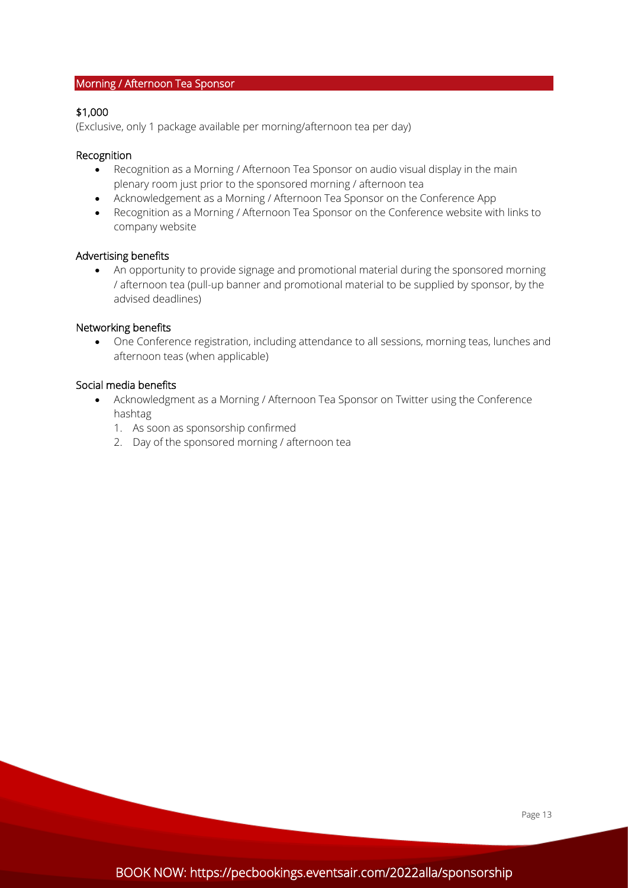## Morning / Afternoon Tea Sponsor

**$1,000**

(Exclusive, only 1 package available per morning/afternoon tea per day)

### Recognition

- Recognition as a Morning / Afternoon Tea Sponsor on audio visual display in the main plenary room just prior to the sponsored morning / afternoon tea
- Acknowledgement as a Morning / Afternoon Tea Sponsor on the Conference App
- Recognition as a Morning / Afternoon Tea Sponsor on the Conference website with links to company website

### Advertising benefits

- An opportunity to provide signage and promotional material during the sponsored morning / afternoon tea (pull-up banner and promotional material to be supplied by sponsor, by the advised deadlines)

### Networking benefits

- One Conference registration, including attendance to all sessions, morning teas, lunches and afternoon teas (when applicable)

### Social media benefits

- Acknowledgment as a Morning / Afternoon Tea Sponsor on Twitter using the Conference hashtag
  1. As soon as sponsorship confirmed
  2. Day of the sponsored morning / afternoon tea

BOOK NOW: https://pecbookings.eventsair.com/2022alla/sponsorship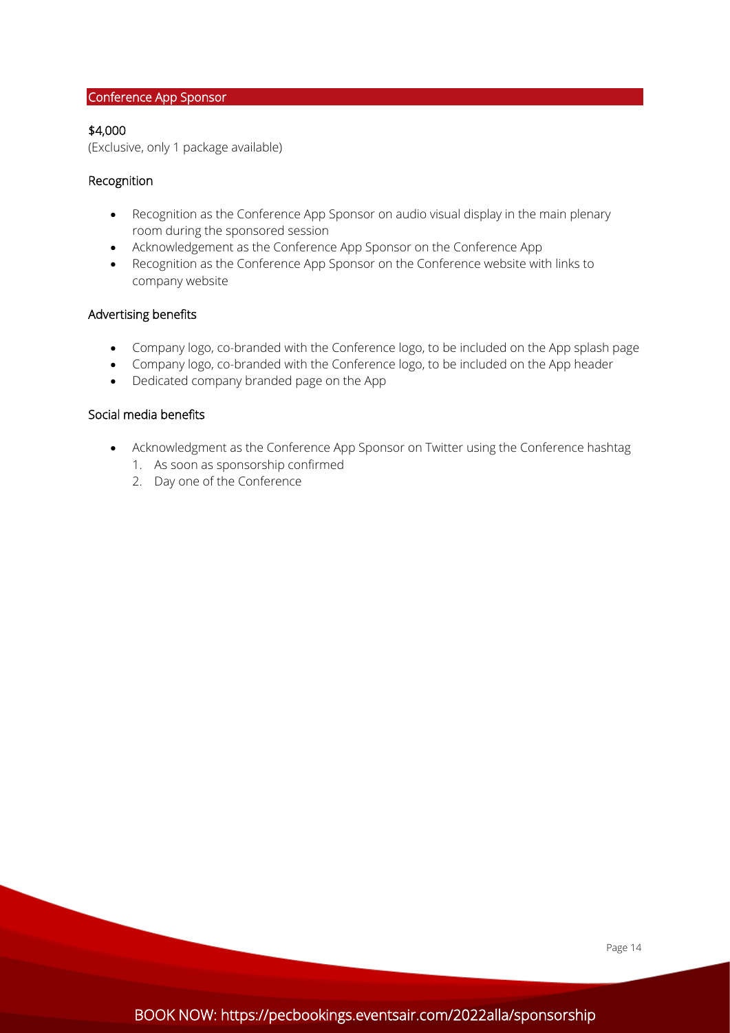## Conference App Sponsor

**$4,000**
(Exclusive, only 1 package available)

### Recognition

- Recognition as the Conference App Sponsor on audio visual display in the main plenary room during the sponsored session
- Acknowledgement as the Conference App Sponsor on the Conference App
- Recognition as the Conference App Sponsor on the Conference website with links to company website

### Advertising benefits

- Company logo, co-branded with the Conference logo, to be included on the App splash page
- Company logo, co-branded with the Conference logo, to be included on the App header
- Dedicated company branded page on the App

### Social media benefits

- Acknowledgment as the Conference App Sponsor on Twitter using the Conference hashtag
  1. As soon as sponsorship confirmed
  2. Day one of the Conference

BOOK NOW: https://pecbookings.eventsair.com/2022alla/sponsorship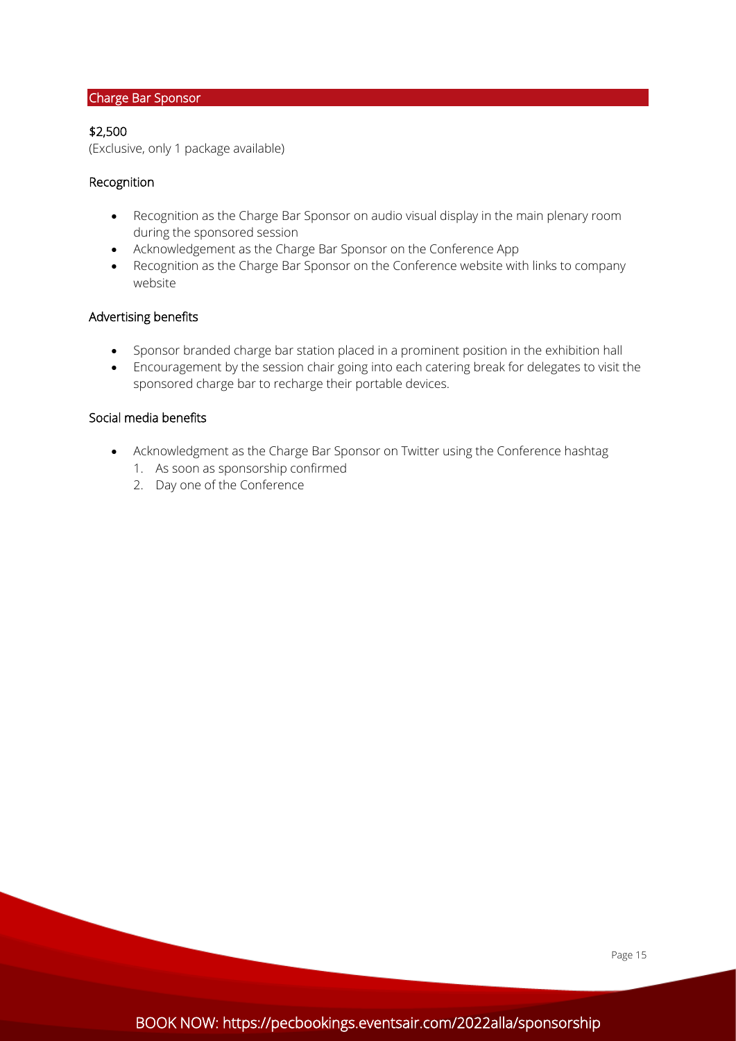## Charge Bar Sponsor

$2,500
(Exclusive, only 1 package available)

### Recognition

- Recognition as the Charge Bar Sponsor on audio visual display in the main plenary room during the sponsored session
- Acknowledgement as the Charge Bar Sponsor on the Conference App
- Recognition as the Charge Bar Sponsor on the Conference website with links to company website

### Advertising benefits

- Sponsor branded charge bar station placed in a prominent position in the exhibition hall
- Encouragement by the session chair going into each catering break for delegates to visit the sponsored charge bar to recharge their portable devices.

### Social media benefits

- Acknowledgment as the Charge Bar Sponsor on Twitter using the Conference hashtag
  1. As soon as sponsorship confirmed
  2. Day one of the Conference

BOOK NOW: https://pecbookings.eventsair.com/2022alla/sponsorship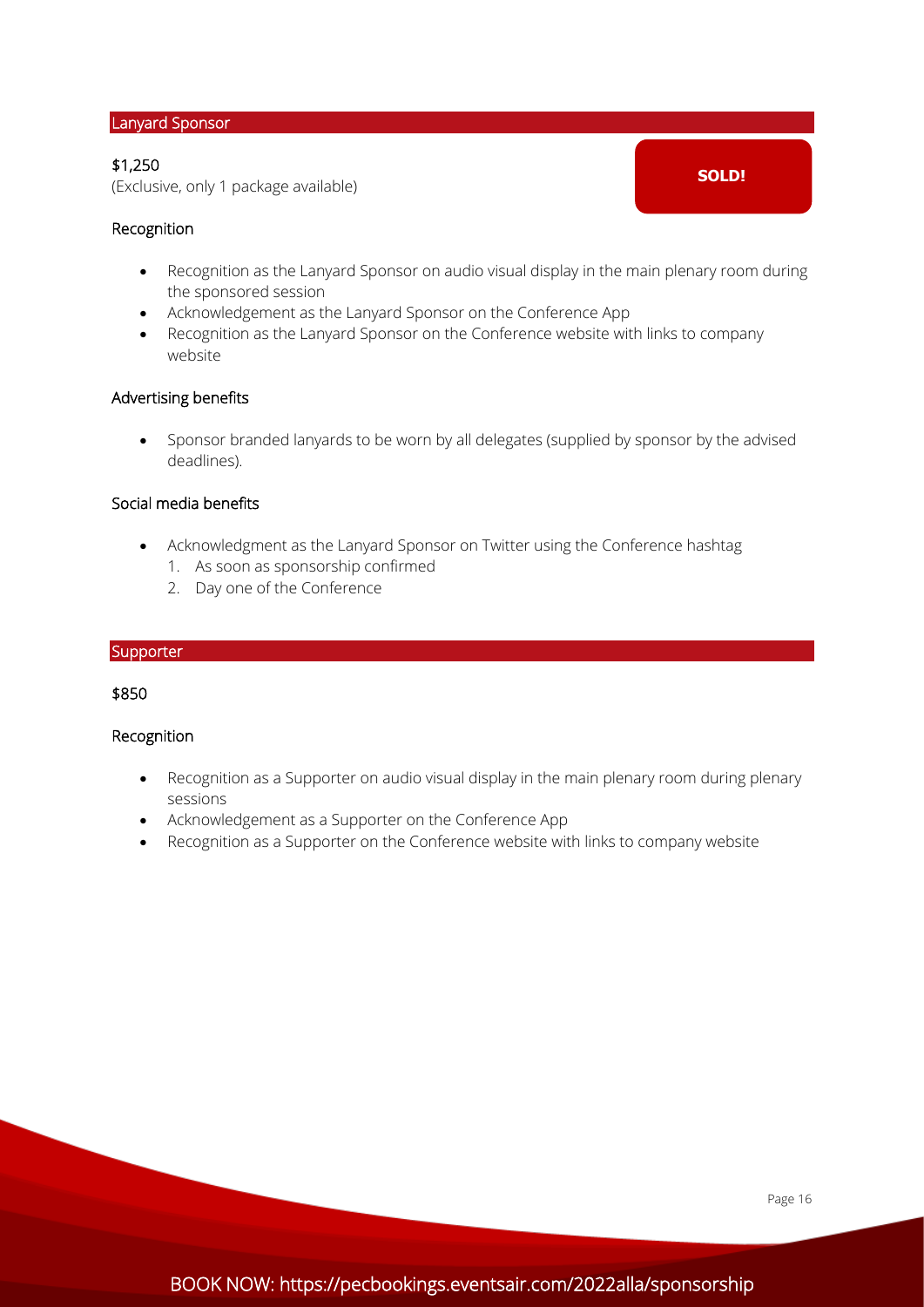## Lanyard Sponsor

$1,250
(Exclusive, only 1 package available)

**SOLD!**

### Recognition

- Recognition as the Lanyard Sponsor on audio visual display in the main plenary room during the sponsored session
- Acknowledgement as the Lanyard Sponsor on the Conference App
- Recognition as the Lanyard Sponsor on the Conference website with links to company website

### Advertising benefits

- Sponsor branded lanyards to be worn by all delegates (supplied by sponsor by the advised deadlines).

### Social media benefits

- Acknowledgment as the Lanyard Sponsor on Twitter using the Conference hashtag
  1. As soon as sponsorship confirmed
  2. Day one of the Conference

## Supporter

$850

### Recognition

- Recognition as a Supporter on audio visual display in the main plenary room during plenary sessions
- Acknowledgement as a Supporter on the Conference App
- Recognition as a Supporter on the Conference website with links to company website

BOOK NOW: https://pecbookings.eventsair.com/2022alla/sponsorship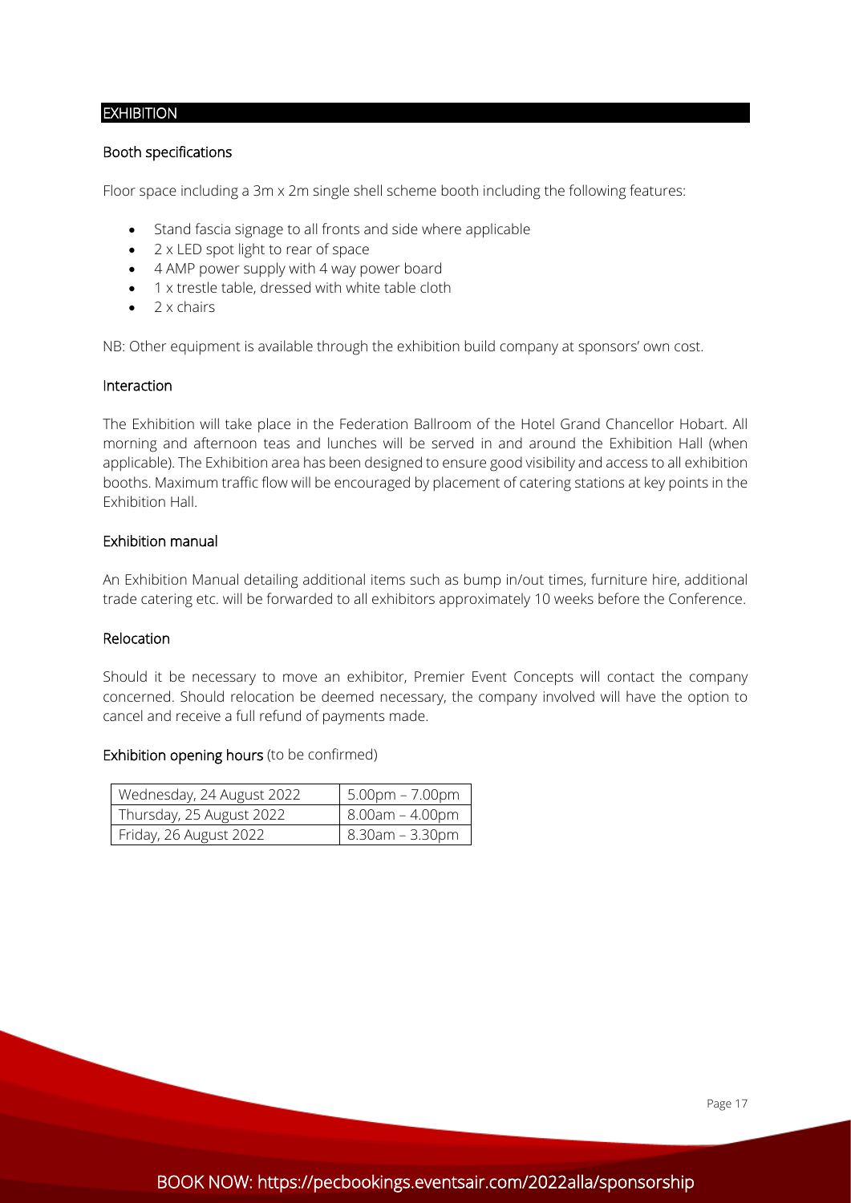## EXHIBITION

### Booth specifications

Floor space including a 3m x 2m single shell scheme booth including the following features:

- Stand fascia signage to all fronts and side where applicable
- 2 x LED spot light to rear of space
- 4 AMP power supply with 4 way power board
- 1 x trestle table, dressed with white table cloth
- 2 x chairs

NB: Other equipment is available through the exhibition build company at sponsors' own cost.

### Interaction

The Exhibition will take place in the Federation Ballroom of the Hotel Grand Chancellor Hobart. All morning and afternoon teas and lunches will be served in and around the Exhibition Hall (when applicable). The Exhibition area has been designed to ensure good visibility and access to all exhibition booths. Maximum traffic flow will be encouraged by placement of catering stations at key points in the Exhibition Hall.

### Exhibition manual

An Exhibition Manual detailing additional items such as bump in/out times, furniture hire, additional trade catering etc. will be forwarded to all exhibitors approximately 10 weeks before the Conference.

### Relocation

Should it be necessary to move an exhibitor, Premier Event Concepts will contact the company concerned. Should relocation be deemed necessary, the company involved will have the option to cancel and receive a full refund of payments made.

### Exhibition opening hours (to be confirmed)

| Day | Hours |
|---|---|
| Wednesday, 24 August 2022 | 5.00pm – 7.00pm |
| Thursday, 25 August 2022 | 8.00am – 4.00pm |
| Friday, 26 August 2022 | 8.30am – 3.30pm |

BOOK NOW: https://pecbookings.eventsair.com/2022alla/sponsorship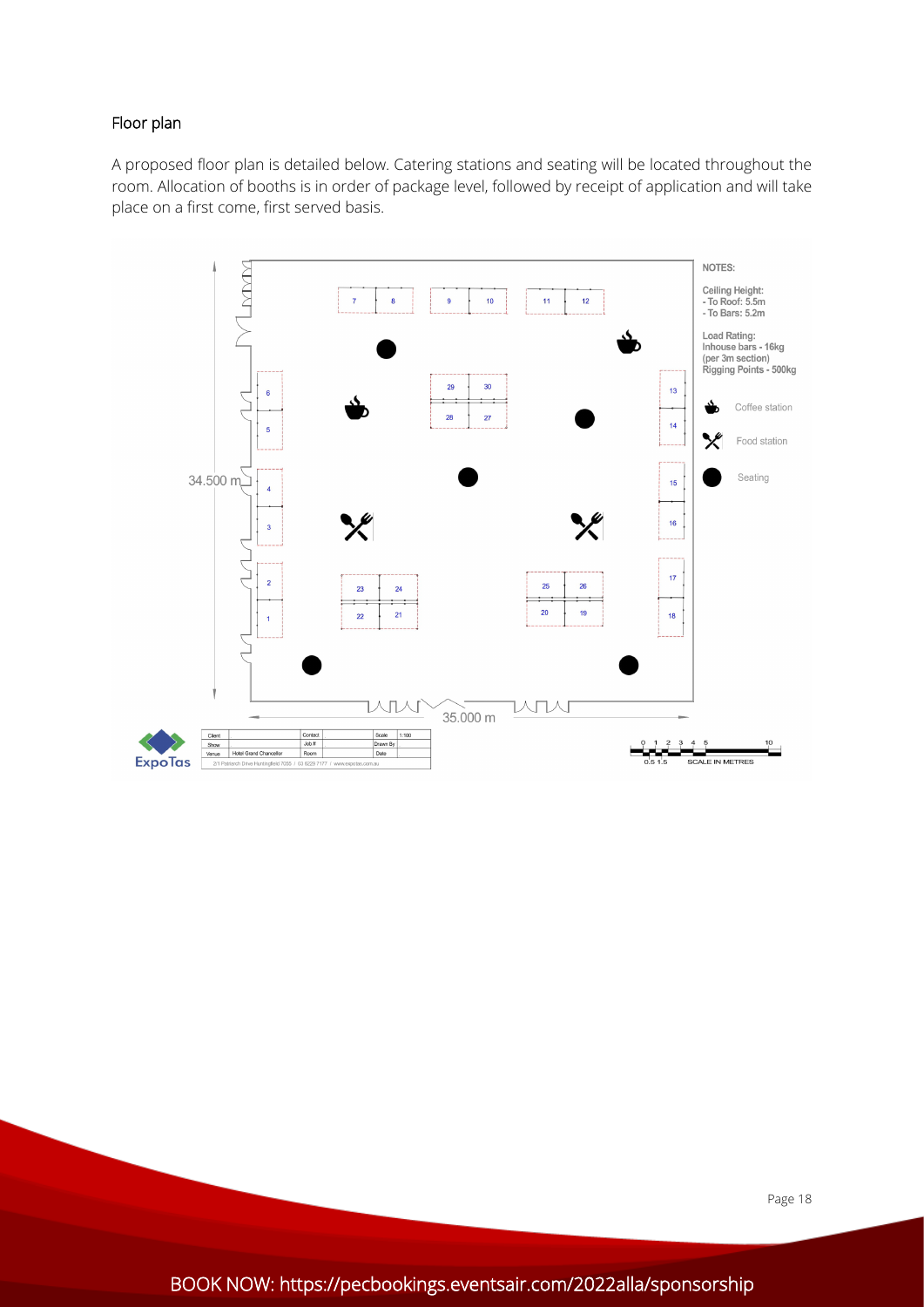## Floor plan

A proposed floor plan is detailed below. Catering stations and seating will be located throughout the room. Allocation of booths is in order of package level, followed by receipt of application and will take place on a first come, first served basis.

NOTES:

Ceiling Height:
- To Roof: 5.5m
- To Bars: 5.2m

Load Rating:
Inhouse bars - 16kg (per 3m section)
Rigging Points - 500kg

Coffee station

Food station

Seating

34.500 m

35.000 m

| Client | | Contact | | Scale | 1:100 |
|---|---|---|---|---|---|
| Show | | Job # | | Drawn By | |
| Venue | Hotel Grand Chancellor | Room | | Date | |

ExpoTas

2/1 Patriarch Drive Huntingfield 7055 / 03 6229 7177 / www.expotas.com.au

SCALE IN METRES

BOOK NOW: https://pecbookings.eventsair.com/2022alla/sponsorship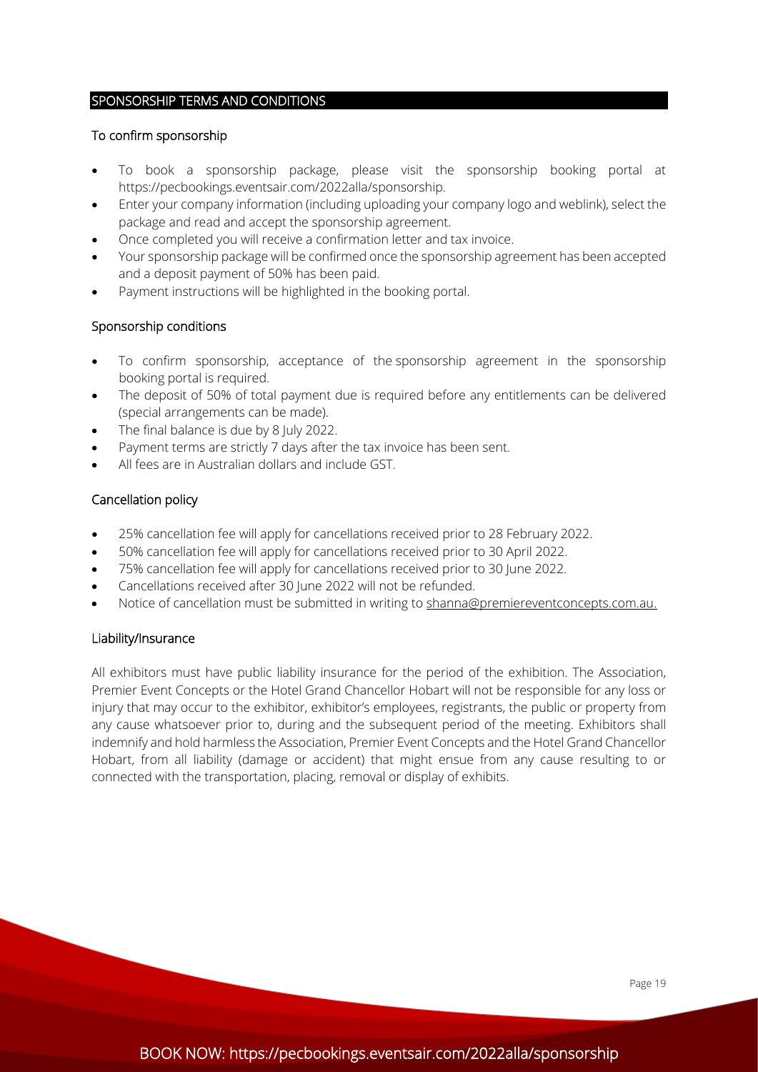## SPONSORSHIP TERMS AND CONDITIONS

### To confirm sponsorship

- To book a sponsorship package, please visit the sponsorship booking portal at https://pecbookings.eventsair.com/2022alla/sponsorship.
- Enter your company information (including uploading your company logo and weblink), select the package and read and accept the sponsorship agreement.
- Once completed you will receive a confirmation letter and tax invoice.
- Your sponsorship package will be confirmed once the sponsorship agreement has been accepted and a deposit payment of 50% has been paid.
- Payment instructions will be highlighted in the booking portal.

### Sponsorship conditions

- To confirm sponsorship, acceptance of the sponsorship agreement in the sponsorship booking portal is required.
- The deposit of 50% of total payment due is required before any entitlements can be delivered (special arrangements can be made).
- The final balance is due by 8 July 2022.
- Payment terms are strictly 7 days after the tax invoice has been sent.
- All fees are in Australian dollars and include GST.

### Cancellation policy

- 25% cancellation fee will apply for cancellations received prior to 28 February 2022.
- 50% cancellation fee will apply for cancellations received prior to 30 April 2022.
- 75% cancellation fee will apply for cancellations received prior to 30 June 2022.
- Cancellations received after 30 June 2022 will not be refunded.
- Notice of cancellation must be submitted in writing to shanna@premiereventconcepts.com.au.

### Liability/Insurance

All exhibitors must have public liability insurance for the period of the exhibition. The Association, Premier Event Concepts or the Hotel Grand Chancellor Hobart will not be responsible for any loss or injury that may occur to the exhibitor, exhibitor's employees, registrants, the public or property from any cause whatsoever prior to, during and the subsequent period of the meeting. Exhibitors shall indemnify and hold harmless the Association, Premier Event Concepts and the Hotel Grand Chancellor Hobart, from all liability (damage or accident) that might ensue from any cause resulting to or connected with the transportation, placing, removal or display of exhibits.

BOOK NOW: https://pecbookings.eventsair.com/2022alla/sponsorship